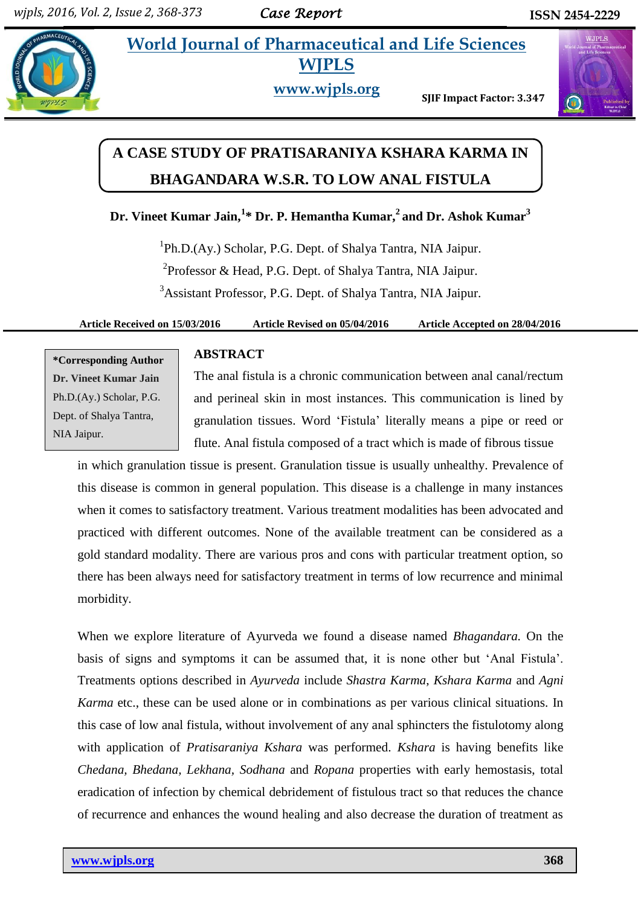# A CASE STUDY OF PRATISARANIYA KSHARA KARMA IN BHAGANDARA W.S.R. TO LOW ANAL FISTULA

**Dr. Vineet Kumar Jain,[1]* Dr. P. Hemantha Kumar,[2] and Dr. Ashok Kumar[3]**

[1]Ph.D.(Ay.) Scholar, P.G. Dept. of Shalya Tantra, NIA Jaipur.

[2]Professor & Head, P.G. Dept. of Shalya Tantra, NIA Jaipur.

[3]Assistant Professor, P.G. Dept. of Shalya Tantra, NIA Jaipur.

**Article Received on 15/03/2016 Article Revised on 05/04/2016 Article Accepted on 28/04/2016**

**\*Corresponding Author**
**Dr. Vineet Kumar Jain**
Ph.D.(Ay.) Scholar, P.G. Dept. of Shalya Tantra, NIA Jaipur.

## ABSTRACT

The anal fistula is a chronic communication between anal canal/rectum and perineal skin in most instances. This communication is lined by granulation tissues. Word 'Fistula' literally means a pipe or reed or flute. Anal fistula composed of a tract which is made of fibrous tissue in which granulation tissue is present. Granulation tissue is usually unhealthy. Prevalence of this disease is common in general population. This disease is a challenge in many instances when it comes to satisfactory treatment. Various treatment modalities has been advocated and practiced with different outcomes. None of the available treatment can be considered as a gold standard modality. There are various pros and cons with particular treatment option, so there has been always need for satisfactory treatment in terms of low recurrence and minimal morbidity.

When we explore literature of Ayurveda we found a disease named *Bhagandara.* On the basis of signs and symptoms it can be assumed that, it is none other but 'Anal Fistula'. Treatments options described in *Ayurveda* include *Shastra Karma*, *Kshara Karma* and *Agni Karma* etc., these can be used alone or in combinations as per various clinical situations. In this case of low anal fistula, without involvement of any anal sphincters the fistulotomy along with application of *Pratisaraniya Kshara* was performed. *Kshara* is having benefits like *Chedana, Bhedana, Lekhana, Sodhana* and *Ropana* properties with early hemostasis, total eradication of infection by chemical debridement of fistulous tract so that reduces the chance of recurrence and enhances the wound healing and also decrease the duration of treatment as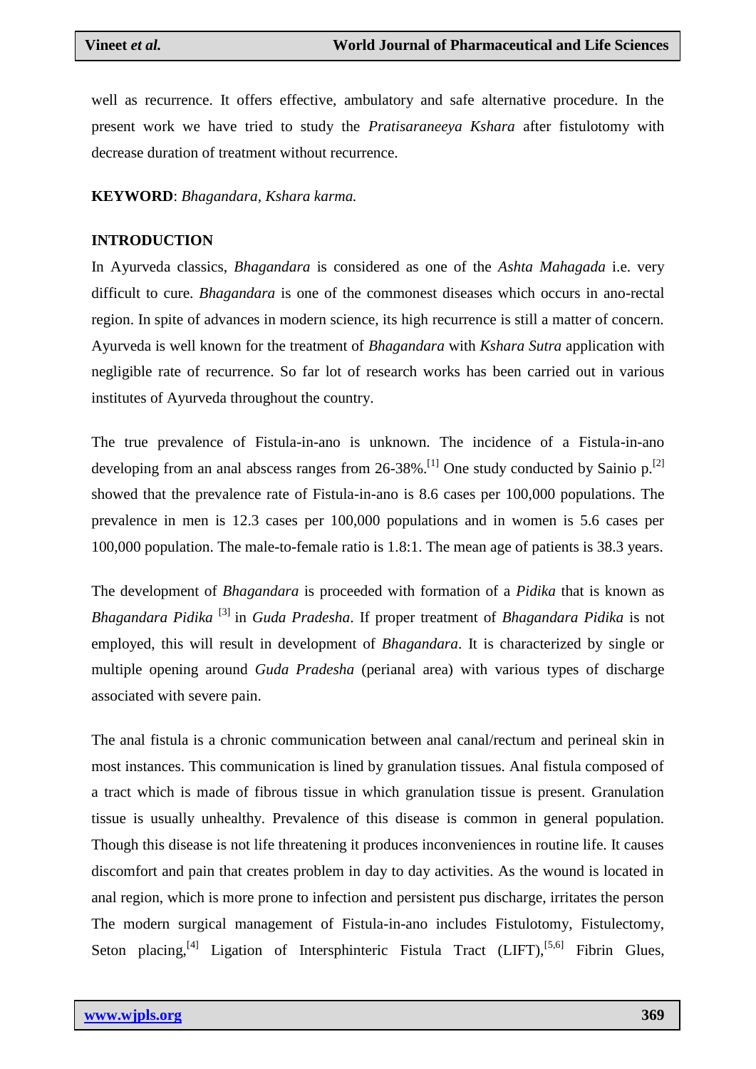well as recurrence. It offers effective, ambulatory and safe alternative procedure. In the present work we have tried to study the *Pratisaraneeya Kshara* after fistulotomy with decrease duration of treatment without recurrence.

**KEYWORD**: *Bhagandara, Kshara karma.*

## INTRODUCTION

In Ayurveda classics, *Bhagandara* is considered as one of the *Ashta Mahagada* i.e. very difficult to cure. *Bhagandara* is one of the commonest diseases which occurs in ano-rectal region. In spite of advances in modern science, its high recurrence is still a matter of concern. Ayurveda is well known for the treatment of *Bhagandara* with *Kshara Sutra* application with negligible rate of recurrence. So far lot of research works has been carried out in various institutes of Ayurveda throughout the country.

The true prevalence of Fistula-in-ano is unknown. The incidence of a Fistula-in-ano developing from an anal abscess ranges from 26-38%.[1] One study conducted by Sainio p.[2] showed that the prevalence rate of Fistula-in-ano is 8.6 cases per 100,000 populations. The prevalence in men is 12.3 cases per 100,000 populations and in women is 5.6 cases per 100,000 population. The male-to-female ratio is 1.8:1. The mean age of patients is 38.3 years.

The development of *Bhagandara* is proceeded with formation of a *Pidika* that is known as *Bhagandara Pidika* [3] in *Guda Pradesha*. If proper treatment of *Bhagandara Pidika* is not employed, this will result in development of *Bhagandara*. It is characterized by single or multiple opening around *Guda Pradesha* (perianal area) with various types of discharge associated with severe pain.

The anal fistula is a chronic communication between anal canal/rectum and perineal skin in most instances. This communication is lined by granulation tissues. Anal fistula composed of a tract which is made of fibrous tissue in which granulation tissue is present. Granulation tissue is usually unhealthy. Prevalence of this disease is common in general population. Though this disease is not life threatening it produces inconveniences in routine life. It causes discomfort and pain that creates problem in day to day activities. As the wound is located in anal region, which is more prone to infection and persistent pus discharge, irritates the person The modern surgical management of Fistula-in-ano includes Fistulotomy, Fistulectomy, Seton placing,[4] Ligation of Intersphinteric Fistula Tract (LIFT),[5,6] Fibrin Glues,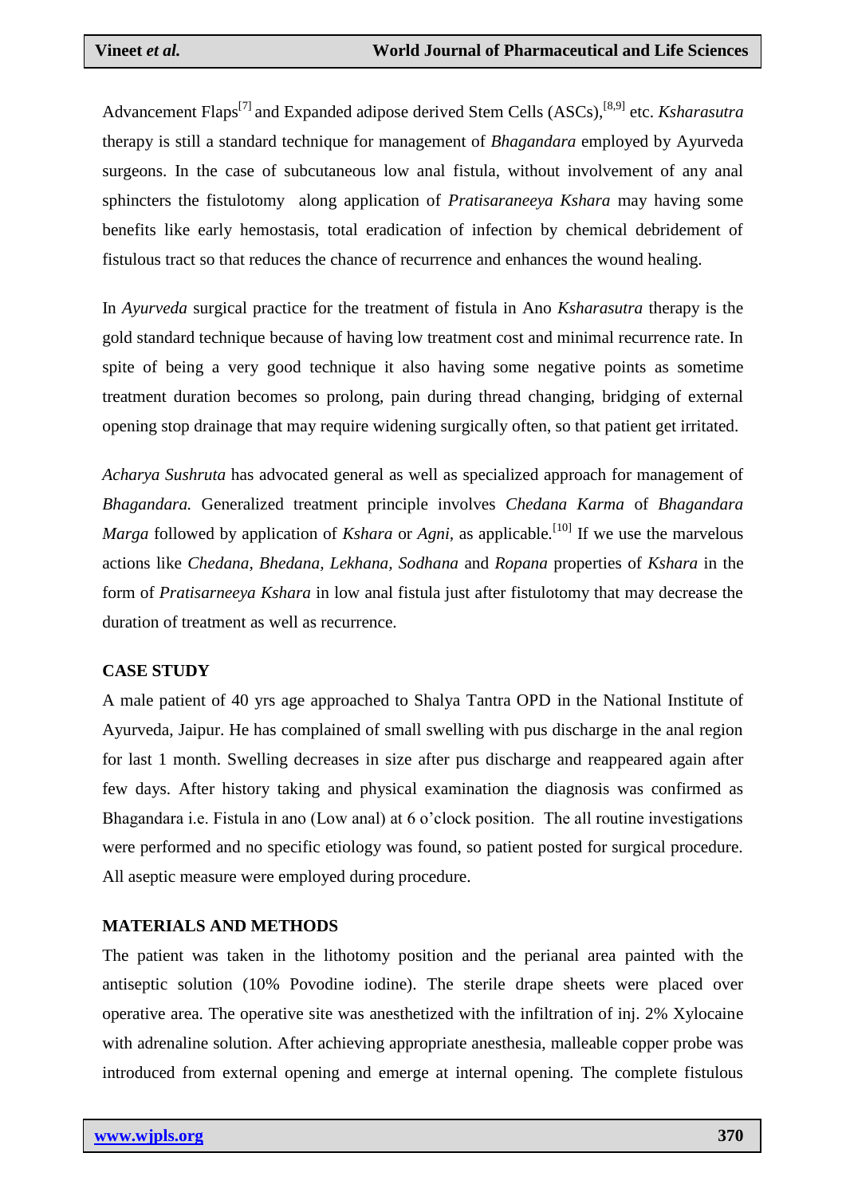Advancement Flaps[7] and Expanded adipose derived Stem Cells (ASCs),[8,9] etc. *Ksharasutra* therapy is still a standard technique for management of *Bhagandara* employed by Ayurveda surgeons. In the case of subcutaneous low anal fistula, without involvement of any anal sphincters the fistulotomy along application of *Pratisaraneeya Kshara* may having some benefits like early hemostasis, total eradication of infection by chemical debridement of fistulous tract so that reduces the chance of recurrence and enhances the wound healing.

In *Ayurveda* surgical practice for the treatment of fistula in Ano *Ksharasutra* therapy is the gold standard technique because of having low treatment cost and minimal recurrence rate. In spite of being a very good technique it also having some negative points as sometime treatment duration becomes so prolong, pain during thread changing, bridging of external opening stop drainage that may require widening surgically often, so that patient get irritated.

*Acharya Sushruta* has advocated general as well as specialized approach for management of *Bhagandara.* Generalized treatment principle involves *Chedana Karma* of *Bhagandara Marga* followed by application of *Kshara* or *Agni*, as applicable.[10] If we use the marvelous actions like *Chedana, Bhedana, Lekhana, Sodhana* and *Ropana* properties of *Kshara* in the form of *Pratisarneeya Kshara* in low anal fistula just after fistulotomy that may decrease the duration of treatment as well as recurrence.

## CASE STUDY

A male patient of 40 yrs age approached to Shalya Tantra OPD in the National Institute of Ayurveda, Jaipur. He has complained of small swelling with pus discharge in the anal region for last 1 month. Swelling decreases in size after pus discharge and reappeared again after few days. After history taking and physical examination the diagnosis was confirmed as Bhagandara i.e. Fistula in ano (Low anal) at 6 o'clock position. The all routine investigations were performed and no specific etiology was found, so patient posted for surgical procedure. All aseptic measure were employed during procedure.

## MATERIALS AND METHODS

The patient was taken in the lithotomy position and the perianal area painted with the antiseptic solution (10% Povodine iodine). The sterile drape sheets were placed over operative area. The operative site was anesthetized with the infiltration of inj. 2% Xylocaine with adrenaline solution. After achieving appropriate anesthesia, malleable copper probe was introduced from external opening and emerge at internal opening. The complete fistulous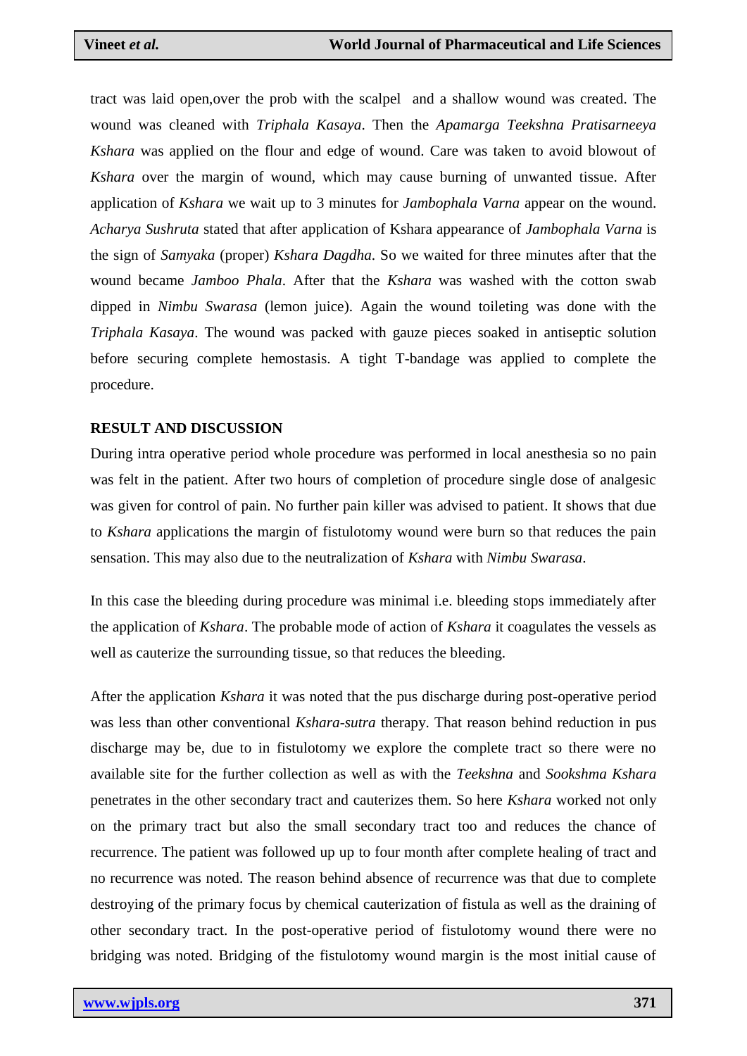tract was laid open,over the prob with the scalpel and a shallow wound was created. The wound was cleaned with *Triphala Kasaya*. Then the *Apamarga Teekshna Pratisarneeya Kshara* was applied on the flour and edge of wound. Care was taken to avoid blowout of *Kshara* over the margin of wound, which may cause burning of unwanted tissue. After application of *Kshara* we wait up to 3 minutes for *Jambophala Varna* appear on the wound. *Acharya Sushruta* stated that after application of Kshara appearance of *Jambophala Varna* is the sign of *Samyaka* (proper) *Kshara Dagdha*. So we waited for three minutes after that the wound became *Jamboo Phala*. After that the *Kshara* was washed with the cotton swab dipped in *Nimbu Swarasa* (lemon juice). Again the wound toileting was done with the *Triphala Kasaya*. The wound was packed with gauze pieces soaked in antiseptic solution before securing complete hemostasis. A tight T-bandage was applied to complete the procedure.

## RESULT AND DISCUSSION

During intra operative period whole procedure was performed in local anesthesia so no pain was felt in the patient. After two hours of completion of procedure single dose of analgesic was given for control of pain. No further pain killer was advised to patient. It shows that due to *Kshara* applications the margin of fistulotomy wound were burn so that reduces the pain sensation. This may also due to the neutralization of *Kshara* with *Nimbu Swarasa*.

In this case the bleeding during procedure was minimal i.e. bleeding stops immediately after the application of *Kshara*. The probable mode of action of *Kshara* it coagulates the vessels as well as cauterize the surrounding tissue, so that reduces the bleeding.

After the application *Kshara* it was noted that the pus discharge during post-operative period was less than other conventional *Kshara-sutra* therapy. That reason behind reduction in pus discharge may be, due to in fistulotomy we explore the complete tract so there were no available site for the further collection as well as with the *Teekshna* and *Sookshma Kshara* penetrates in the other secondary tract and cauterizes them. So here *Kshara* worked not only on the primary tract but also the small secondary tract too and reduces the chance of recurrence. The patient was followed up up to four month after complete healing of tract and no recurrence was noted. The reason behind absence of recurrence was that due to complete destroying of the primary focus by chemical cauterization of fistula as well as the draining of other secondary tract. In the post-operative period of fistulotomy wound there were no bridging was noted. Bridging of the fistulotomy wound margin is the most initial cause of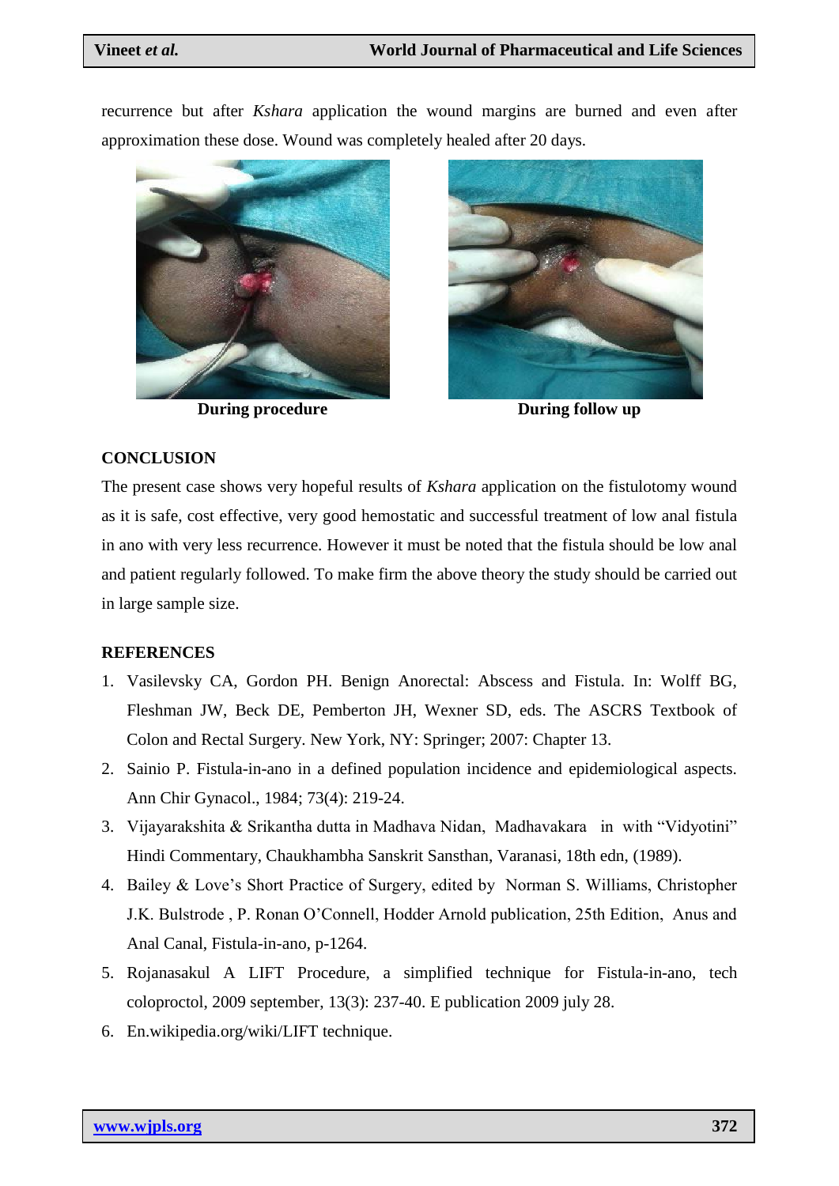recurrence but after *Kshara* application the wound margins are burned and even after approximation these dose. Wound was completely healed after 20 days.

**During procedure** **During follow up**

## CONCLUSION

The present case shows very hopeful results of *Kshara* application on the fistulotomy wound as it is safe, cost effective, very good hemostatic and successful treatment of low anal fistula in ano with very less recurrence. However it must be noted that the fistula should be low anal and patient regularly followed. To make firm the above theory the study should be carried out in large sample size.

## REFERENCES

1. Vasilevsky CA, Gordon PH. Benign Anorectal: Abscess and Fistula. In: Wolff BG, Fleshman JW, Beck DE, Pemberton JH, Wexner SD, eds. The ASCRS Textbook of Colon and Rectal Surgery. New York, NY: Springer; 2007: Chapter 13.
2. Sainio P. Fistula-in-ano in a defined population incidence and epidemiological aspects. Ann Chir Gynacol., 1984; 73(4): 219-24.
3. Vijayarakshita & Srikantha dutta in Madhava Nidan, Madhavakara in with "Vidyotini" Hindi Commentary, Chaukhambha Sanskrit Sansthan, Varanasi, 18th edn, (1989).
4. Bailey & Love's Short Practice of Surgery, edited by Norman S. Williams, Christopher J.K. Bulstrode , P. Ronan O'Connell, Hodder Arnold publication, 25th Edition, Anus and Anal Canal, Fistula-in-ano, p-1264.
5. Rojanasakul A LIFT Procedure, a simplified technique for Fistula-in-ano, tech coloproctol, 2009 september, 13(3): 237-40. E publication 2009 july 28.
6. En.wikipedia.org/wiki/LIFT technique.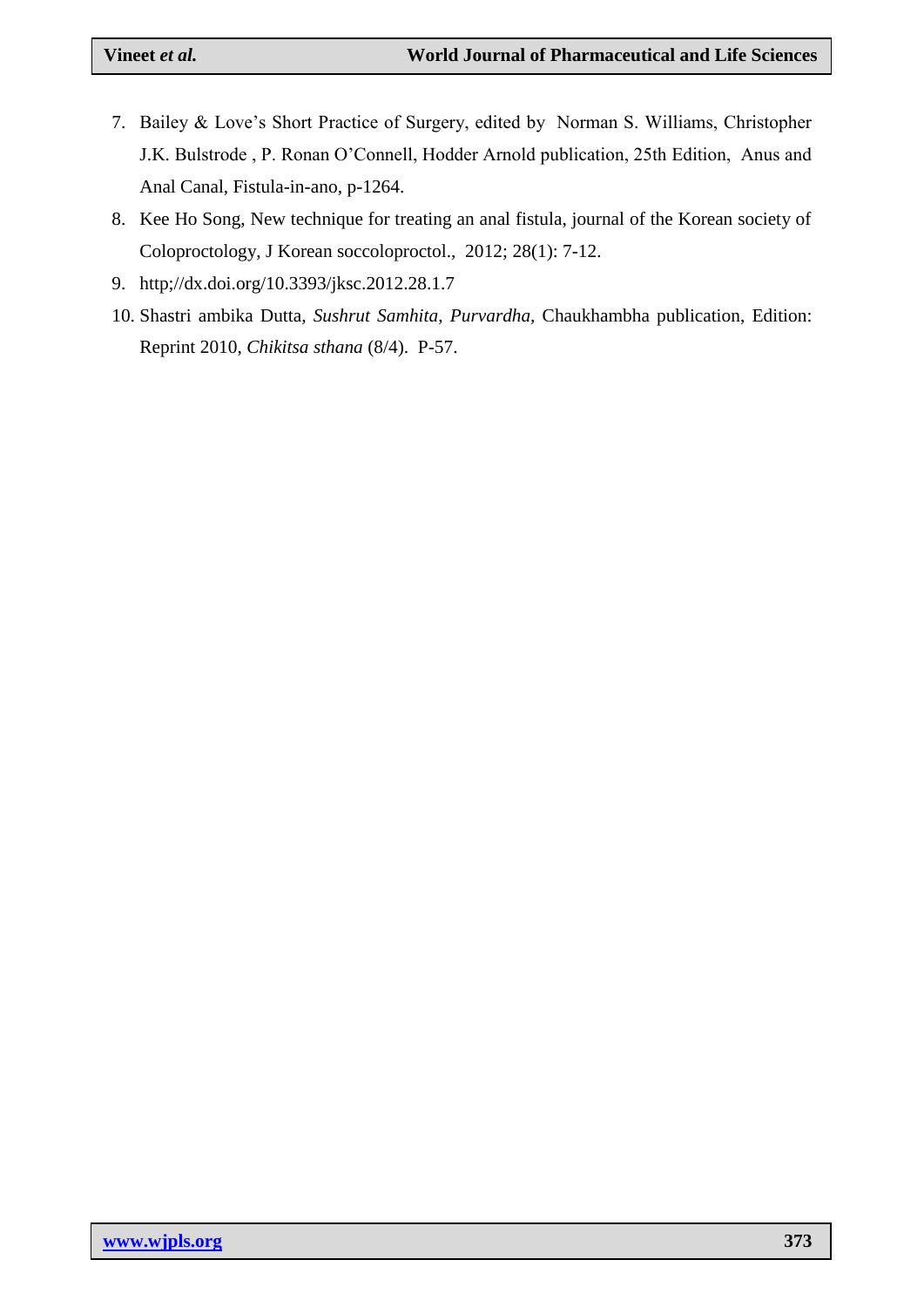7. Bailey & Love's Short Practice of Surgery, edited by Norman S. Williams, Christopher J.K. Bulstrode , P. Ronan O'Connell, Hodder Arnold publication, 25th Edition, Anus and Anal Canal, Fistula-in-ano, p-1264.
8. Kee Ho Song, New technique for treating an anal fistula, journal of the Korean society of Coloproctology, J Korean soccoloproctol., 2012; 28(1): 7-12.
9. http;//dx.doi.org/10.3393/jksc.2012.28.1.7
10. Shastri ambika Dutta, *Sushrut Samhita*, *Purvardha*, Chaukhambha publication, Edition: Reprint 2010, *Chikitsa sthana* (8/4). P-57.